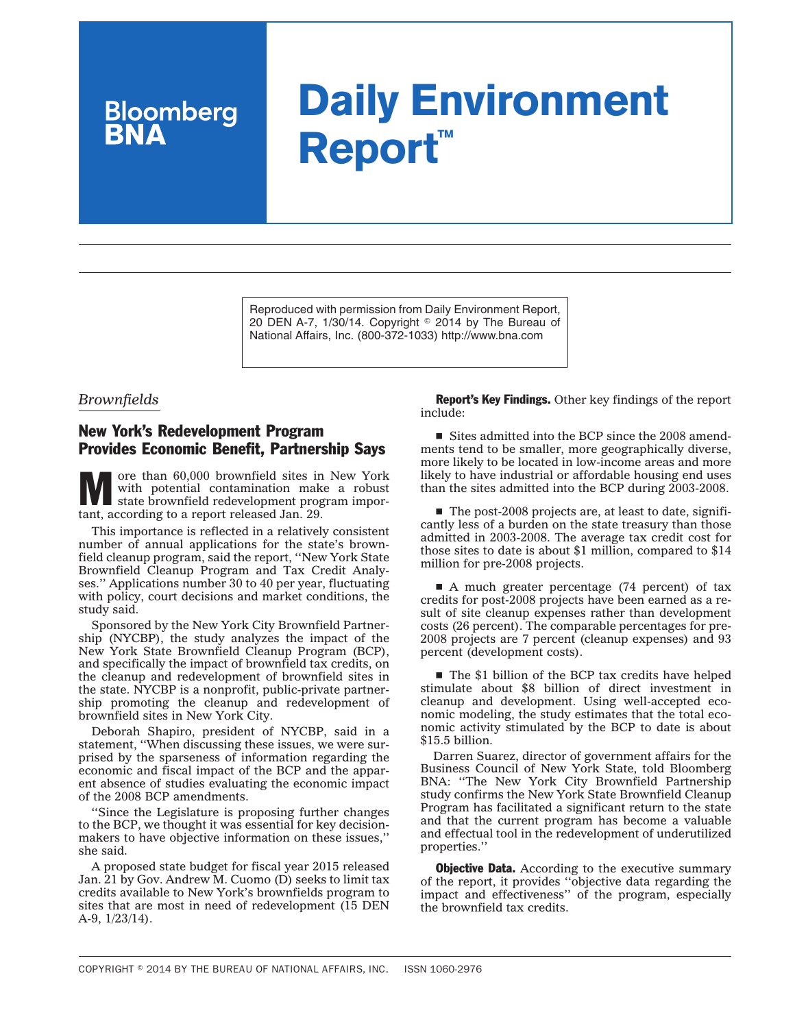# Bloomberg BNA

# Daily Environment Report™

Reproduced with permission from Daily Environment Report, 20 DEN A-7, 1/30/14. Copyright © 2014 by The Bureau of National Affairs, Inc. (800-372-1033) http://www.bna.com

*Brownfields*

## New York's Redevelopment Program Provides Economic Benefit, Partnership Says

More than 60,000 brownfield sites in New York with potential contamination make a robust state brownfield redevelopment program important, according to a report released Jan. 29.

This importance is reflected in a relatively consistent number of annual applications for the state's brownfield cleanup program, said the report, ''New York State Brownfield Cleanup Program and Tax Credit Analyses.'' Applications number 30 to 40 per year, fluctuating with policy, court decisions and market conditions, the study said.

Sponsored by the New York City Brownfield Partnership (NYCBP), the study analyzes the impact of the New York State Brownfield Cleanup Program (BCP), and specifically the impact of brownfield tax credits, on the cleanup and redevelopment of brownfield sites in the state. NYCBP is a nonprofit, public-private partnership promoting the cleanup and redevelopment of brownfield sites in New York City.

Deborah Shapiro, president of NYCBP, said in a statement, ''When discussing these issues, we were surprised by the sparseness of information regarding the economic and fiscal impact of the BCP and the apparent absence of studies evaluating the economic impact of the 2008 BCP amendments.

''Since the Legislature is proposing further changes to the BCP, we thought it was essential for key decisionmakers to have objective information on these issues,'' she said.

A proposed state budget for fiscal year 2015 released Jan. 21 by Gov. Andrew M. Cuomo (D) seeks to limit tax credits available to New York's brownfields program to sites that are most in need of redevelopment (15 DEN A-9, 1/23/14).

**Report's Key Findings.** Other key findings of the report include:

- Sites admitted into the BCP since the 2008 amendments tend to be smaller, more geographically diverse, more likely to be located in low-income areas and more likely to have industrial or affordable housing end uses than the sites admitted into the BCP during 2003-2008.

- The post-2008 projects are, at least to date, significantly less of a burden on the state treasury than those admitted in 2003-2008. The average tax credit cost for those sites to date is about $1 million, compared to $14 million for pre-2008 projects.

- A much greater percentage (74 percent) of tax credits for post-2008 projects have been earned as a result of site cleanup expenses rather than development costs (26 percent). The comparable percentages for pre-2008 projects are 7 percent (cleanup expenses) and 93 percent (development costs).

- The $1 billion of the BCP tax credits have helped stimulate about $8 billion of direct investment in cleanup and development. Using well-accepted economic modeling, the study estimates that the total economic activity stimulated by the BCP to date is about $15.5 billion.

Darren Suarez, director of government affairs for the Business Council of New York State, told Bloomberg BNA: ''The New York City Brownfield Partnership study confirms the New York State Brownfield Cleanup Program has facilitated a significant return to the state and that the current program has become a valuable and effectual tool in the redevelopment of underutilized properties.''

**Objective Data.** According to the executive summary of the report, it provides ''objective data regarding the impact and effectiveness'' of the program, especially the brownfield tax credits.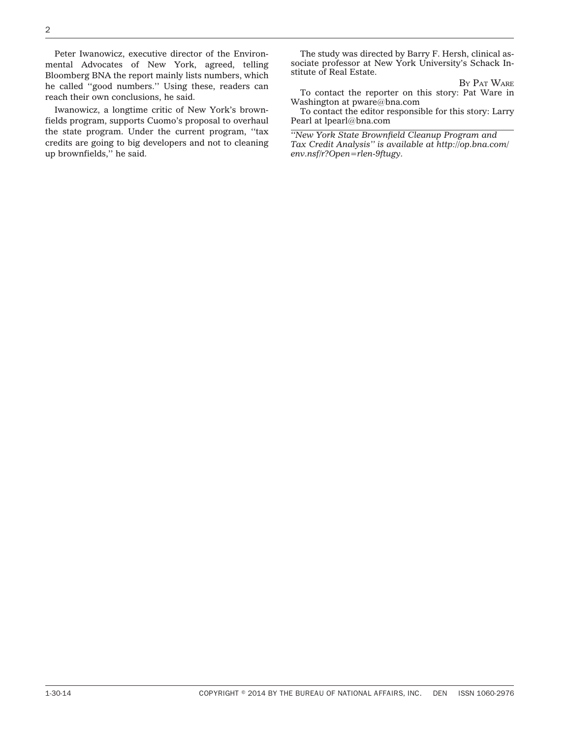Peter Iwanowicz, executive director of the Environmental Advocates of New York, agreed, telling Bloomberg BNA the report mainly lists numbers, which he called ''good numbers.'' Using these, readers can reach their own conclusions, he said.

Iwanowicz, a longtime critic of New York's brownfields program, supports Cuomo's proposal to overhaul the state program. Under the current program, ''tax credits are going to big developers and not to cleaning up brownfields,'' he said.

The study was directed by Barry F. Hersh, clinical associate professor at New York University's Schack Institute of Real Estate.

By Pat Ware

To contact the reporter on this story: Pat Ware in Washington at pware@bna.com

To contact the editor responsible for this story: Larry Pearl at lpearl@bna.com

*''New York State Brownfield Cleanup Program and Tax Credit Analysis'' is available at http://op.bna.com/env.nsf/r?Open=rlen-9ftugy.*